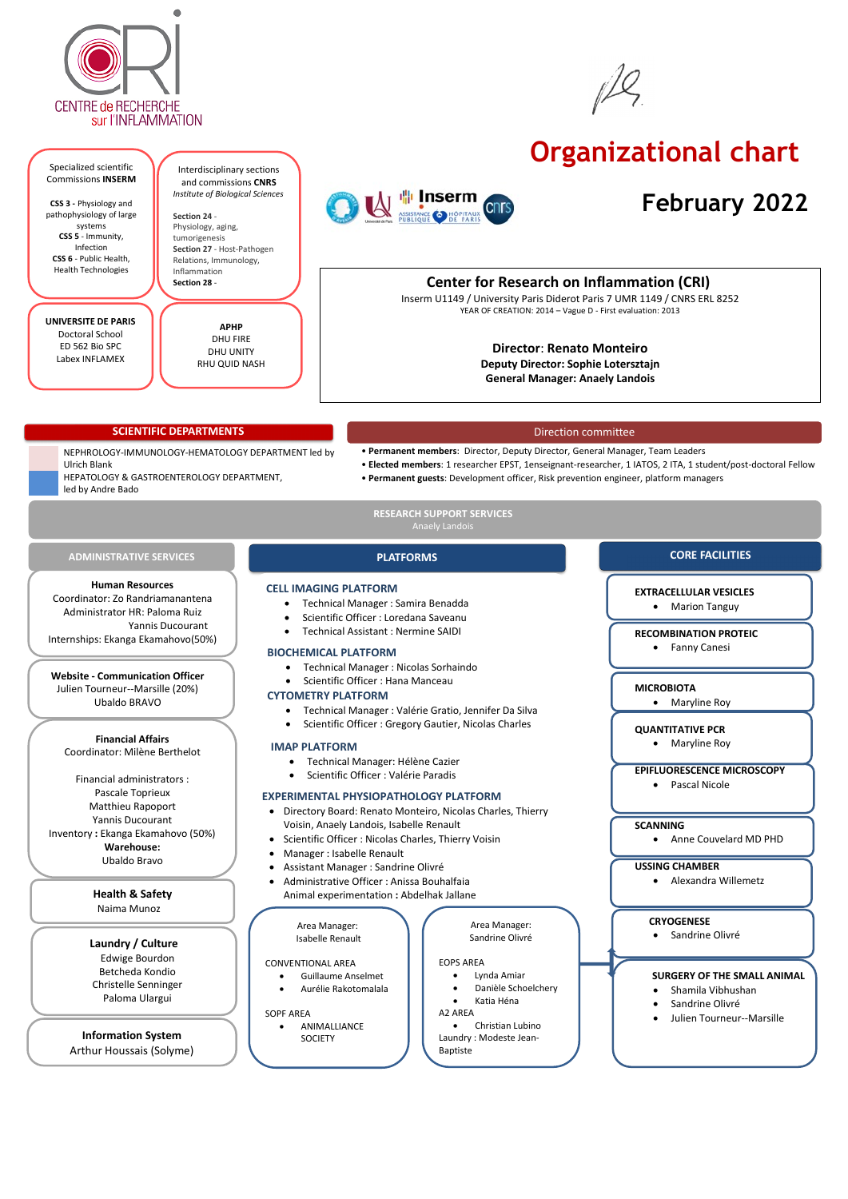CENTRE de RECHERCHE sur l'INFLAMMATION

# Organizational chart

## February 2022

**Specialized scientific Commissions INSERM**

**CSS 3** - Physiology and pathophysiology of large systems
**CSS 5** - Immunity, Infection
**CSS 6** - Public Health, Health Technologies

**Interdisciplinary sections and commissions CNRS**
*Institute of Biological Sciences*

**Section 24** - Physiology, aging, tumorigenesis
**Section 27** - Host-Pathogen Relations, Immunology, Inflammation
**Section 28** -

**UNIVERSITE DE PARIS**
Doctoral School
ED 562 Bio SPC
Labex INFLAMEX

**APHP**
DHU FIRE
DHU UNITY
RHU QUID NASH

**Center for Research on Inflammation (CRI)**
Inserm U1149 / University Paris Diderot Paris 7 UMR 1149 / CNRS ERL 8252
YEAR OF CREATION: 2014 – Vague D - First evaluation: 2013

**Director**: **Renato Monteiro**
**Deputy Director: Sophie Lotersztajn**
**General Manager: Anaely Landois**

## SCIENTIFIC DEPARTMENTS

- NEPHROLOGY-IMMUNOLOGY-HEMATOLOGY DEPARTMENT led by Ulrich Blank
- HEPATOLOGY & GASTROENTEROLOGY DEPARTMENT, led by Andre Bado

## Direction committee

- **Permanent members**: Director, Deputy Director, General Manager, Team Leaders
- **Elected members**: 1 researcher EPST, 1enseignant-researcher, 1 IATOS, 2 ITA, 1 student/post-doctoral Fellow
- **Permanent guests**: Development officer, Risk prevention engineer, platform managers

## RESEARCH SUPPORT SERVICES

Anaely Landois

### ADMINISTRATIVE SERVICES

**Human Resources**
Coordinator: Zo Randriamanantena
Administrator HR: Paloma Ruiz
Yannis Ducourant
Internships: Ekanga Ekamahovo(50%)

**Website - Communication Officer**
Julien Tourneur--Marsille (20%)
Ubaldo BRAVO

**Financial Affairs**
Coordinator: Milène Berthelot

Financial administrators :
Pascale Toprieux
Matthieu Rapoport
Yannis Ducourant
Inventory : Ekanga Ekamahovo (50%)
**Warehouse:**
Ubaldo Bravo

**Health & Safety**
Naima Munoz

**Laundry / Culture**
Edwige Bourdon
Betcheda Kondio
Christelle Senninger
Paloma Ulargui

**Information System**
Arthur Houssais (Solyme)

### PLATFORMS

**CELL IMAGING PLATFORM**
- Technical Manager : Samira Benadda
- Scientific Officer : Loredana Saveanu
- Technical Assistant : Nermine SAIDI

**BIOCHEMICAL PLATFORM**
- Technical Manager : Nicolas Sorhaindo
- Scientific Officer : Hana Manceau

**CYTOMETRY PLATFORM**
- Technical Manager : Valérie Gratio, Jennifer Da Silva
- Scientific Officer : Gregory Gautier, Nicolas Charles

**IMAP PLATFORM**
- Technical Manager: Hélène Cazier
- Scientific Officer : Valérie Paradis

**EXPERIMENTAL PHYSIOPATHOLOGY PLATFORM**
- Directory Board: Renato Monteiro, Nicolas Charles, Thierry Voisin, Anaely Landois, Isabelle Renault
- Scientific Officer : Nicolas Charles, Thierry Voisin
- Manager : Isabelle Renault
- Assistant Manager : Sandrine Olivré
- Administrative Officer : Anissa Bouhalfaia

Animal experimentation **:** Abdelhak Jallane

Area Manager:
Isabelle Renault

CONVENTIONAL AREA
- Guillaume Anselmet
- Aurélie Rakotomalala

SOPF AREA
- ANIMALLIANCE SOCIETY

Area Manager:
Sandrine Olivré

EOPS AREA
- Lynda Amiar
- Danièle Schoelchery
- Katia Héna

A2 AREA
- Christian Lubino

Laundry : Modeste Jean-Baptiste

### CORE FACILITIES

**EXTRACELLULAR VESICLES**
- Marion Tanguy

**RECOMBINATION PROTEIC**
- Fanny Canesi

**MICROBIOTA**
- Maryline Roy

**QUANTITATIVE PCR**
- Maryline Roy

**EPIFLUORESCENCE MICROSCOPY**
- Pascal Nicole

**SCANNING**
- Anne Couvelard MD PHD

**USSING CHAMBER**
- Alexandra Willemetz

**CRYOGENESE**
- Sandrine Olivré

**SURGERY OF THE SMALL ANIMAL**
- Shamila Vibhushan
- Sandrine Olivré
- Julien Tourneur--Marsille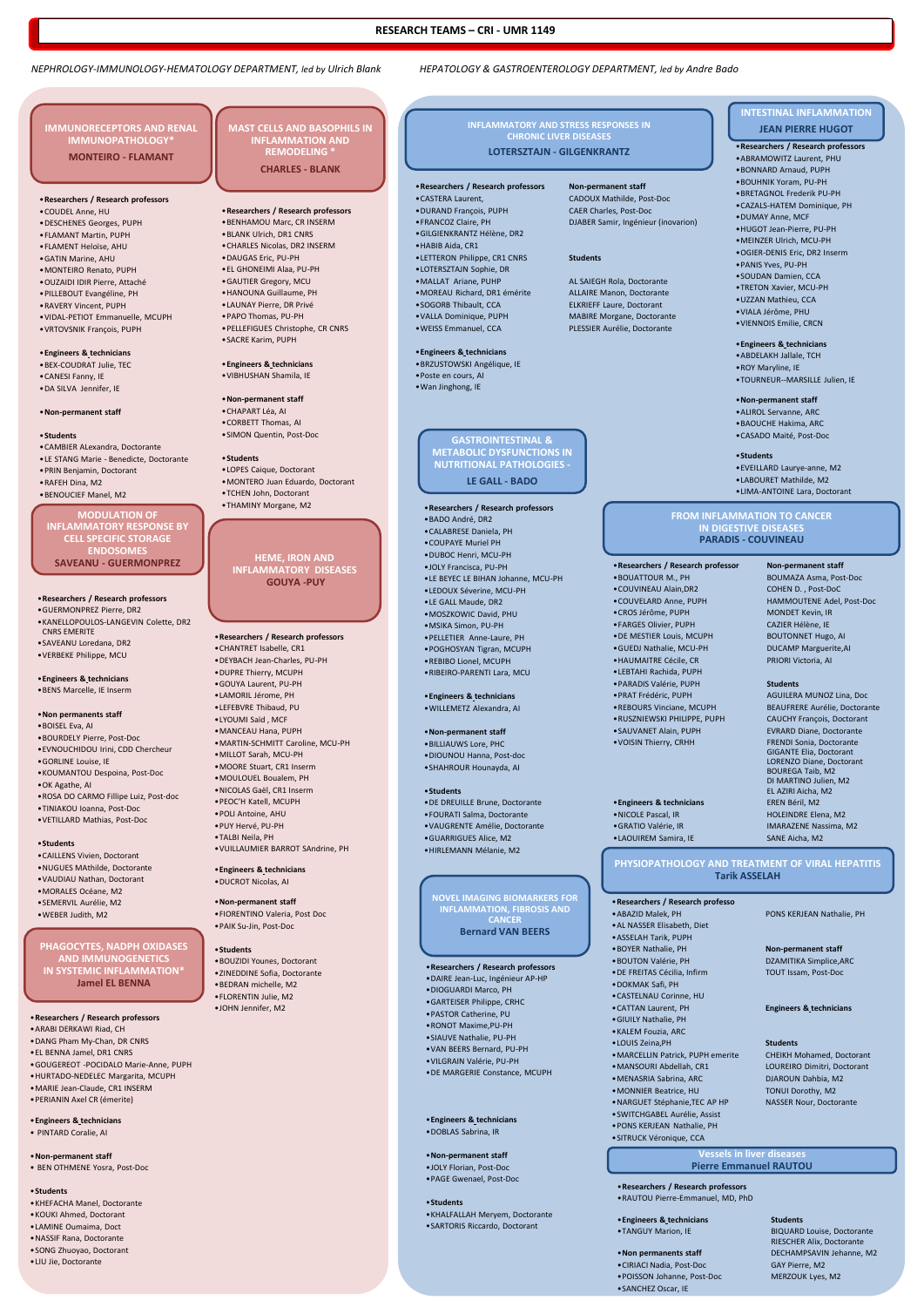# RESEARCH TEAMS – CRI - UMR 1149

*NEPHROLOGY-IMMUNOLOGY-HEMATOLOGY DEPARTMENT, led by Ulrich Blank*

## IMMUNORECEPTORS AND RENAL IMMUNOPATHOLOGY*
### MONTEIRO - FLAMANT

**Researchers / Research professors**
- COUDEL Anne, HU
- DESCHENES Georges, PUPH
- FLAMANT Martin, PUPH
- FLAMENT Heloïse, AHU
- GATIN Marine, AHU
- MONTEIRO Renato, PUPH
- OUZAIDI IDIR Pierre, Attaché
- PILLEBOUT Evangéline, PH
- RAVERY Vincent, PUPH
- VIDAL-PETIOT Emmanuelle, MCUPH
- VRTOVSNIK François, PUPH

**Engineers & technicians**
- BEX-COUDRAT Julie, TEC
- CANESI Fanny, IE
- DA SILVA Jennifer, IE

**Non-permanent staff**

**Students**
- CAMBIER ALexandra, Doctorante
- LE STANG Marie - Benedicte, Doctorante
- PRIN Benjamin, Doctorant
- RAFEH Dina, M2
- BENOUCIEF Manel, M2

## MODULATION OF INFLAMMATORY RESPONSE BY CELL SPECIFIC STORAGE ENDOSOMES
### SAVEANU - GUERMONPREZ

**Researchers / Research professors**
- GUERMONPREZ Pierre, DR2
- KANELLOPOULOS-LANGEVIN Colette, DR2 CNRS EMERITE
- SAVEANU Loredana, DR2
- VERBEKE Philippe, MCU

**Engineers & technicians**
- BENS Marcelle, IE Inserm

**Non permanents staff**
- BOISEL Eva, AI
- BOURDELY Pierre, Post-Doc
- EVNOUCHIDOU Irini, CDD Chercheur
- GORLINE Louise, IE
- KOUMANTOU Despoina, Post-Doc
- OK Agathe, AI
- ROSA DO CARMO Fillipe Luiz, Post-doc
- TINIAKOU Ioanna, Post-Doc
- VETILLARD Mathias, Post-Doc

**Students**
- CAILLENS Vivien, Doctorant
- NUGUES MAthilde, Doctorante
- VAUDIAU Nathan, Doctorant
- MORALES Océane, M2
- SEMERVIL Aurélie, M2
- WEBER Judith, M2

## PHAGOCYTES, NADPH OXIDASES AND IMMUNOGENETICS IN SYSTEMIC INFLAMMATION*
### Jamel EL BENNA

**Researchers / Research professors**
- ARABI DERKAWI Riad, CH
- DANG Pham My-Chan, DR CNRS
- EL BENNA Jamel, DR1 CNRS
- GOUGEREOT -POCIDALO Marie-Anne, PUPH
- HURTADO-NEDELEC Margarita, MCUPH
- MARIE Jean-Claude, CR1 INSERM
- PERIANIN Axel CR (émerite)

**Engineers & technicians**
- PINTARD Coralie, AI

**Non-permanent staff**
- BEN OTHMENE Yosra, Post-Doc

**Students**
- KHEFACHA Manel, Doctorante
- KOUKI Ahmed, Doctorant
- LAMINE Oumaima, Doct
- NASSIF Rana, Doctorante
- SONG Zhuoyao, Doctorant
- LIU Jie, Doctorante

## MAST CELLS AND BASOPHILS IN INFLAMMATION AND REMODELING *
### CHARLES - BLANK

**Researchers / Research professors**
- BENHAMOU Marc, CR INSERM
- BLANK Ulrich, DR1 CNRS
- CHARLES Nicolas, DR2 INSERM
- DAUGAS Eric, PU-PH
- EL GHONEIMI Alaa, PU-PH
- GAUTIER Gregory, MCU
- HANOUNA Guillaume, PH
- LAUNAY Pierre, DR Privé
- PAPO Thomas, PU-PH
- PELLEFIGUES Christophe, CR CNRS
- SACRE Karim, PUPH

**Engineers & technicians**
- VIBHUSHAN Shamila, IE

**Non-permanent staff**
- CHAPART Léa, AI
- CORBETT Thomas, AI
- SIMON Quentin, Post-Doc

**Students**
- LOPES Caique, Doctorant
- MONTERO Juan Eduardo, Doctorant
- TCHEN John, Doctorant
- THAMINY Morgane, M2

## HEME, IRON AND INFLAMMATORY DISEASES
### GOUYA -PUY

**Researchers / Research professors**
- CHANTRET Isabelle, CR1
- DEYBACH Jean-Charles, PU-PH
- DUPRE Thierry, MCUPH
- GOUYA Laurent, PU-PH
- LAMORIL Jérome, PH
- LEFEBVRE Thibaud, PU
- LYOUMI Said , MCF
- MANCEAU Hana, PUPH
- MARTIN-SCHMITT Caroline, MCU-PH
- MILLOT Sarah, MCU-PH
- MOORE Stuart, CR1 Inserm
- MOULOUEL Boualem, PH
- NICOLAS Gaël, CR1 Inserm
- PEOC'H Katell, MCUPH
- POLI Antoine, AHU
- PUY Hervé, PU-PH
- TALBI Neila, PH
- VUILLAUMIER BARROT SAndrine, PH

**Engineers & technicians**
- DUCROT Nicolas, AI

**Non-permanent staff**
- FIORENTINO Valeria, Post Doc
- PAIK Su-Jin, Post-Doc

**Students**
- BOUZIDI Younes, Doctorant
- ZINEDDINE Sofia, Doctorante
- BEDRAN michelle, M2
- FLORENTIN Julie, M2
- JOHN Jennifer, M2

*HEPATOLOGY & GASTROENTEROLOGY DEPARTMENT, led by Andre Bado*

## INFLAMMATORY AND STRESS RESPONSES IN CHRONIC LIVER DISEASES
### LOTERSZTAJN - GILGENKRANTZ

**Researchers / Research professors**
- CASTERA Laurent,
- DURAND François, PUPH
- FRANCOZ Claire, PH
- GILGIENKRANTZ Hélène, DR2
- HABIB Aida, CR1
- LETTERON Philippe, CR1 CNRS
- LOTERSZTAJN Sophie, DR
- MALLAT Ariane, PUHP
- MOREAU Richard, DR1 émérite
- SOGORB Thibault, CCA
- VALLA Dominique, PUPH
- WEISS Emmanuel, CCA

**Non-permanent staff**
- CADOUX Mathilde, Post-Doc
- CAER Charles, Post-Doc
- DJABER Samir, Ingénieur (inovarion)

**Students**
- AL SAIEGH Rola, Doctorante
- ALLAIRE Manon, Doctorante
- ELKRIEF Laure, Doctorant
- MABIRE Morgane, Doctorante
- PLESSIER Aurélie, Doctorante

**Engineers & technicians**
- BRZUSTOWSKI Angélique, IE
- Poste en cours, AI
- Wan Jinghong, IE

## GASTROINTESTINAL & METABOLIC DYSFUNCTIONS IN NUTRITIONAL PATHOLOGIES -
### LE GALL - BADO

**Researchers / Research professors**
- BADO André, DR2
- CALABRESE Daniela, PH
- COUPAYE Muriel PH
- DUBOC Henri, MCU-PH
- JOLY Francisca, PU-PH
- LE BEYEC LE BIHAN Johanne, MCU-PH
- LEDOUX Séverine, MCU-PH
- LE GALL Maude, DR2
- MOSZKOWIC David, PHU
- MSIKA Simon, PU-PH
- PELLETIER Anne-Laure, PH
- POGHOSYAN Tigran, MCUPH
- REBIBO Lionel, MCUPH
- RIBEIRO-PARENTI Lara, MCU

**Engineers & technicians**
- WILLEMETZ Alexandra, AI

**Non-permanent staff**
- BILLIAUWS Lore, PHC
- DIOUNOU Hanna, Post-doc
- SHAHROUR Hounayda, AI

**Students**
- DE DREUILLE Brune, Doctorante
- FOURATI Salma, Doctorante
- VAUGRENTE Amélie, Doctorante
- GUARRIGUES Alice, M2
- HIRLEMANN Mélanie, M2

## NOVEL IMAGING BIOMARKERS FOR INFLAMMATION, FIBROSIS AND CANCER
### Bernard VAN BEERS

**Researchers / Research professors**
- DAIRE Jean-Luc, Ingénieur AP-HP
- DIOGUARDI Marco, PH
- GARTEISER Philippe, CRHC
- PASTOR Catherine, PU
- RONOT Maxime,PU-PH
- SIAUVE Nathalie, PU-PH
- VAN BEERS Bernard, PU-PH
- VILGRAIN Valérie, PU-PH
- DE MARGERIE Constance, MCUPH

**Engineers & technicians**
- DOBLAS Sabrina, IR

**Non-permanent staff**
- JOLY Florian, Post-Doc
- PAGE Gwenael, Post-Doc

**Students**
- KHALFALLAH Meryem, Doctorante
- SARTORIS Riccardo, Doctorant

## INTESTINAL INFLAMMATION
### JEAN PIERRE HUGOT

**Researchers / Research professors**
- ABRAMOWITZ Laurent, PHU
- BONNARD Arnaud, PUPH
- BOUHNIK Yoram, PU-PH
- BRETAGNOL Frederik PU-PH
- CAZALS-HATEM Dominique, PH
- DUMAY Anne, MCF
- HUGOT Jean-Pierre, PU-PH
- MEINZER Ulrich, MCU-PH
- OGIER-DENIS Eric, DR2 Inserm
- PANIS Yves, PU-PH
- SOUDAN Damien, CCA
- TRETON Xavier, MCU-PH
- UZZAN Mathieu, CCA
- VIALA Jérôme, PHU
- VIENNOIS Emilie, CRCN

**Engineers & technicians**
- ABDELAKH Jallale, TCH
- ROY Maryline, IE
- TOURNEUR--MARSILLE Julien, IE

**Non-permanent staff**
- ALIROL Servanne, ARC
- BAOUCHE Hakima, ARC
- CASADO Maité, Post-Doc

**Students**
- EVEILLARD Laurye-anne, M2
- LABOURET Mathilde, M2
- LIMA-ANTOINE Laura, Doctorant

## FROM INFLAMMATION TO CANCER IN DIGESTIVE DISEASES
### PARADIS - COUVINEAU

**Researchers / Research professor**
- BOUATTOUR M., PH
- COUVINEAU Alain,DR2
- COUVELARD Anne, PUPH
- CROS Jérôme, PUPH
- FARGES Olivier, PUPH
- DE MESTIER Louis, MCUPH
- GUEDJ Nathalie, MCU-PH
- HAUMAITRE Cécile, CR
- LEBTAHI Rachida, PUPH
- PARADIS Valérie, PUPH
- PRAT Frédéric, PUPH
- REBOURS Vinciane, MCUPH
- RUSZNIEWSKI PHILIPPE, PUPH
- SAUVANET Alain, PUPH
- VOISIN Thierry, CRHH

**Engineers & technicians**
- NICOLE Pascal, IR
- GRATIO Valérie, IR
- LAOUIREM Samira, IE

**Non-permanent staff**
- BOUMAZA Asma, Post-Doc
- COHEN D. , Post-DoC
- HAMMOUTENE Adel, Post-Doc
- MONDET Kevin, IR
- CAZIER Hélène, IE
- BOUTONNET Hugo, AI
- DUCAMP Marguerite,AI
- PRIORI Victoria, AI

**Students**
- AGUILERA MUNOZ Lina, Doc
- BEAUFRERE Aurélie, Doctorante
- CAUCHY François, Doctorant
- EVRARD Diane, Doctorante
- FRENDI Sonia, Doctorante
- GIGANTE Elia, Doctorant
- LORENZO Diane, Doctorant
- BOUREGA Taib, M2
- DI MARTINO Julien, M2
- EL AZIRI Aicha, M2
- EREN Béril, M2
- HOLEINDRE Elena, M2
- IMARAZENE Nassima, M2
- SANE Aicha, M2

## PHYSIOPATHOLOGY AND TREATMENT OF VIRAL HEPATITIS
### Tarik ASSELAH

**Researchers / Research professo**
- ABAZID Malek, PH
- AL NASSER Elisabeth, Diet
- ASSELAH Tarik, PUPH
- BOYER Nathalie, PH
- BOUTON Valérie, PH
- DE FREITAS Cécilia, Infirm
- DOKMAK Safi, PH
- CASTELNAU Corinne, HU
- CATTAN Laurent, PH
- GIUILY Nathalie, PH
- KALEM Fouzia, ARC
- LOUIS Zeina,PH
- MARCELLIN Patrick, PUPH emerite
- MANSOURI Abdellah, CR1
- MENASRIA Sabrina, ARC
- MONNIER Beatrice, HU
- NARGUET Stéphanie,TEC AP HP
- SWITCHGABEL Aurélie, Assist
- PONS KERJEAN Nathalie, PH
- SITRUCK Véronique, CCA
- PONS KERJEAN Nathalie, PH

**Non-permanent staff**
- DZAMITIKA Simplice,ARC
- TOUT Issam, Post-Doc

**Engineers & technicians**

**Students**
- CHEIKH Mohamed, Doctorant
- LOUREIRO Dimitri, Doctorant
- DJAROUN Dahbia, M2
- TONUI Dorothy, M2
- NASSER Nour, Doctorante

## Vessels in liver diseases
### Pierre Emmanuel RAUTOU

**Researchers / Research professors**
- RAUTOU Pierre-Emmanuel, MD, PhD

**Engineers & technicians**
- TANGUY Marion, IE

**Non permanents staff**
- CIRIACI Nadia, Post-Doc
- POISSON Johanne, Post-Doc
- SANCHEZ Oscar, IE

**Students**
- BIQUARD Louise, Doctorante
- RIESCHER Alix, Doctorante
- DECHAMPSAVIN Jehanne, M2
- GAY Pierre, M2
- MERZOUK Lyes, M2